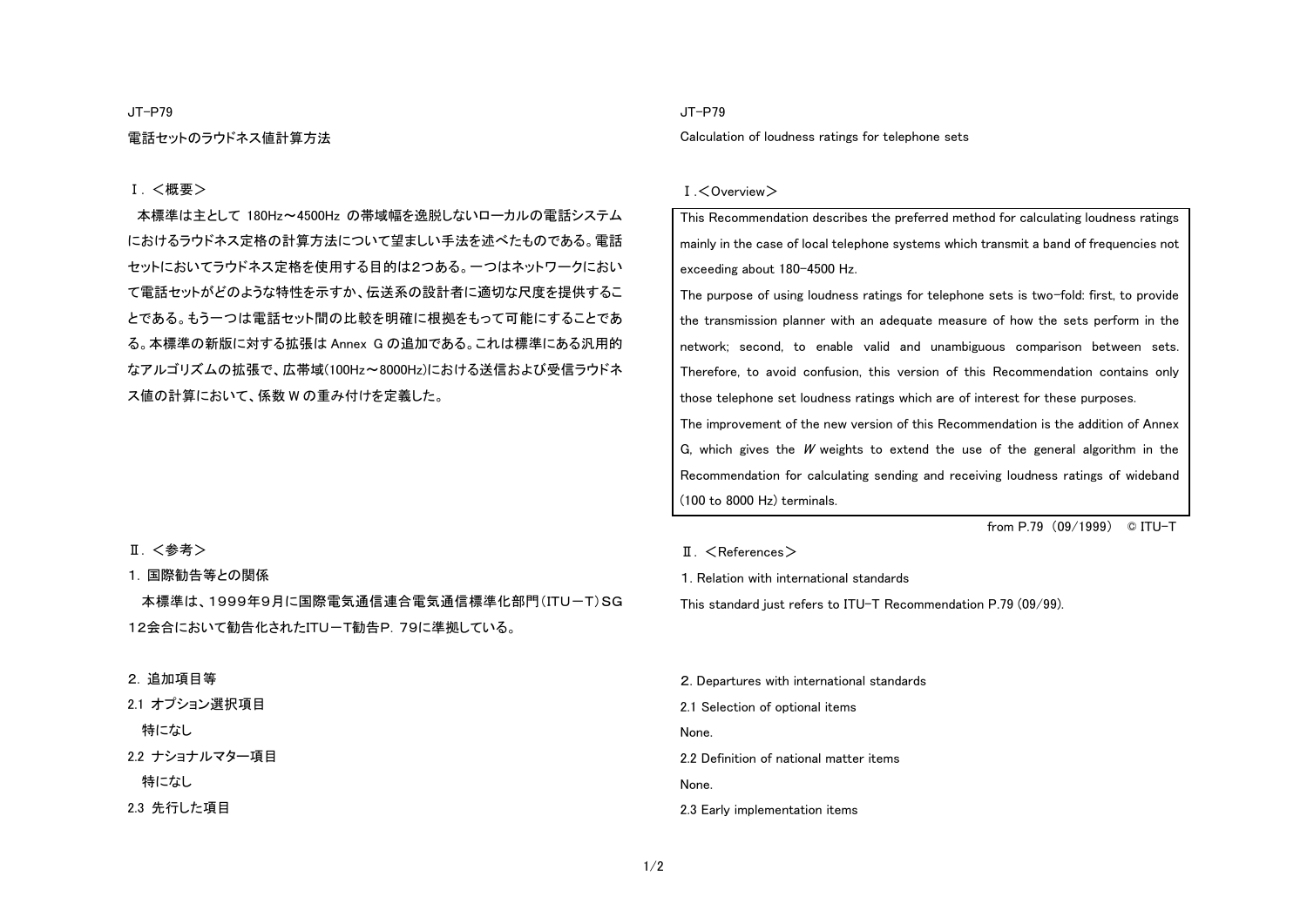JT-P79

# 電話セットのラウドネス値計算方法

## Ⅰ．＜概要＞

本標準は主として 180Hz～4500Hz の帯域幅を逸脱しないローカルの電話システムにおけるラウドネス定格の計算方法について望ましい手法を述べたものである。電話セットにおいてラウドネス定格を使用する目的は2つある。一つはネットワークにおいて電話セットがどのような特性を示すか、伝送系の設計者に適切な尺度を提供することである。もう一つは電話セット間の比較を明確に根拠をもって可能にすることである。本標準の新版に対する拡張は Annex G の追加である。これは標準にある汎用的なアルゴリズムの拡張で、広帯域(100Hz～8000Hz)における送信および受信ラウドネス値の計算において、係数 W の重み付けを定義した。

## Ⅱ．＜参考＞

### 1．国際勧告等との関係

本標準は、1999年9月に国際電気通信連合電気通信標準化部門（ITU－T）SG12会合において勧告化されたITU－T勧告P．79に準拠している。

### 2．追加項目等

#### 2.1 オプション選択項目

特になし

#### 2.2 ナショナルマター項目

特になし

#### 2.3 先行した項目

---

JT-P79

# Calculation of loudness ratings for telephone sets

## Ⅰ.＜Overview＞

This Recommendation describes the preferred method for calculating loudness ratings mainly in the case of local telephone systems which transmit a band of frequencies not exceeding about 180-4500 Hz.

The purpose of using loudness ratings for telephone sets is two-fold: first, to provide the transmission planner with an adequate measure of how the sets perform in the network; second, to enable valid and unambiguous comparison between sets. Therefore, to avoid confusion, this version of this Recommendation contains only those telephone set loudness ratings which are of interest for these purposes.

The improvement of the new version of this Recommendation is the addition of Annex G, which gives the *W* weights to extend the use of the general algorithm in the Recommendation for calculating sending and receiving loudness ratings of wideband (100 to 8000 Hz) terminals.

from P.79 (09/1999) © ITU-T

## Ⅱ. ＜References＞

### 1. Relation with international standards

This standard just refers to ITU-T Recommendation P.79 (09/99).

### 2. Departures with international standards

#### 2.1 Selection of optional items

None.

#### 2.2 Definition of national matter items

None.

#### 2.3 Early implementation items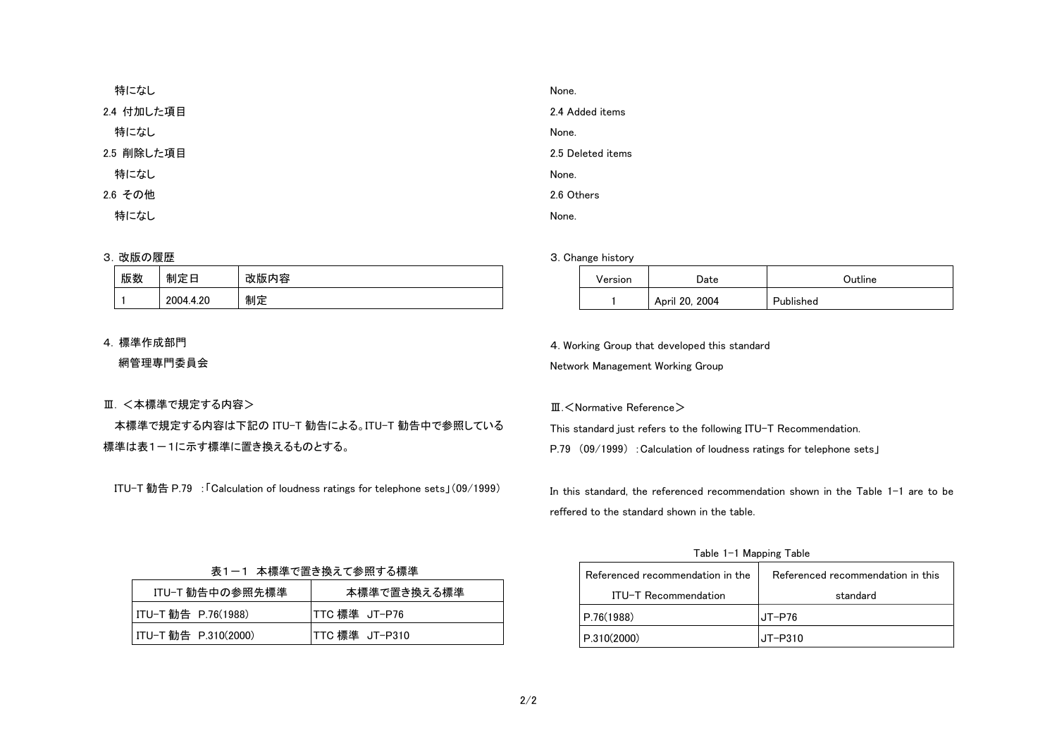特になし

2.4 付加した項目

特になし

2.5 削除した項目

特になし

2.6 その他

特になし

3. 改版の履歴

| 版数 | 制定日 | 改版内容 |
|---|---|---|
| 1 | 2004.4.20 | 制定 |

4. 標準作成部門

網管理専門委員会

Ⅲ. ＜本標準で規定する内容＞

本標準で規定する内容は下記の ITU-T 勧告による。ITU-T 勧告中で参照している標準は表1－1に示す標準に置き換えるものとする。

ITU-T 勧告 P.79 :「Calculation of loudness ratings for telephone sets」(09/1999)

表1－1 本標準で置き換えて参照する標準

| ITU-T 勧告中の参照先標準 | 本標準で置き換える標準 |
|---|---|
| ITU-T 勧告 P.76(1988) | TTC 標準 JT-P76 |
| ITU-T 勧告 P.310(2000) | TTC 標準 JT-P310 |

None.

2.4 Added items

None.

2.5 Deleted items

None.

2.6 Others

None.

3. Change history

| Version | Date | Outline |
|---|---|---|
| 1 | April 20, 2004 | Published |

4. Working Group that developed this standard

Network Management Working Group

Ⅲ.＜Normative Reference＞

This standard just refers to the following ITU-T Recommendation.

P.79 (09/1999) :Calculation of loudness ratings for telephone sets」

In this standard, the referenced recommendation shown in the Table 1-1 are to be reffered to the standard shown in the table.

Table 1-1 Mapping Table

| Referenced recommendation in the ITU-T Recommendation | Referenced recommendation in this standard |
|---|---|
| P.76(1988) | JT-P76 |
| P.310(2000) | JT-P310 |